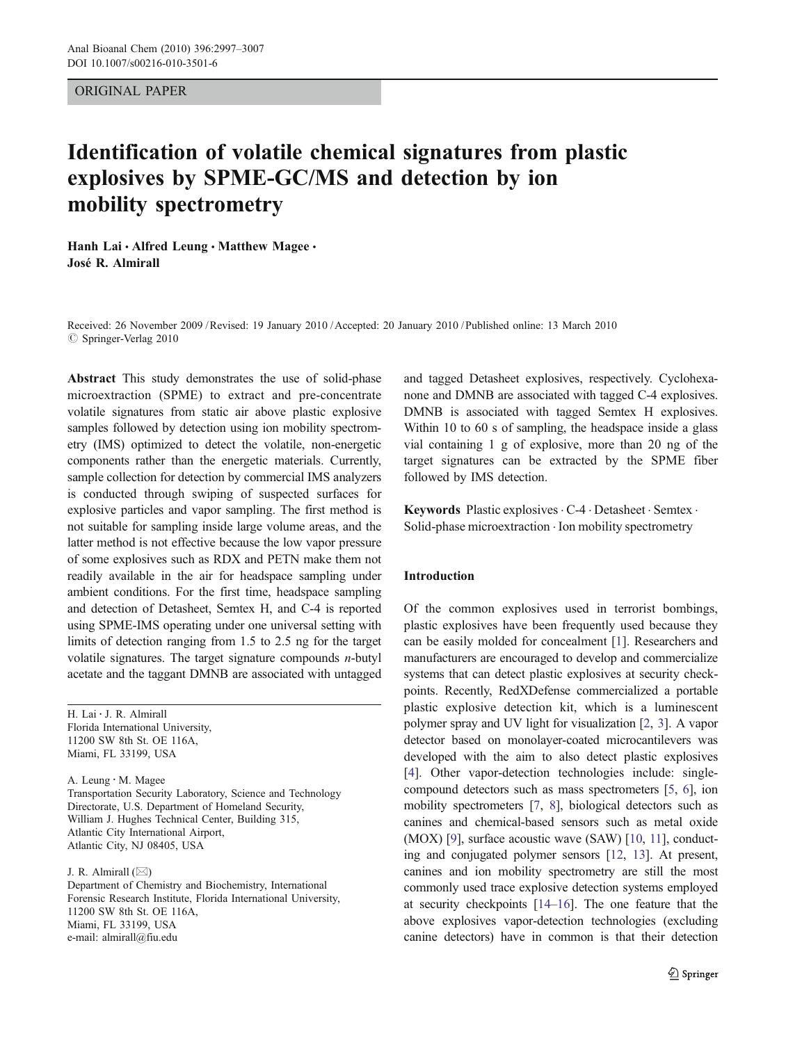ORIGINAL PAPER

# Identification of volatile chemical signatures from plastic explosives by SPME-GC/MS and detection by ion mobility spectrometry

**Hanh Lai · Alfred Leung · Matthew Magee · José R. Almirall**

Received: 26 November 2009 / Revised: 19 January 2010 / Accepted: 20 January 2010 / Published online: 13 March 2010
© Springer-Verlag 2010

**Abstract** This study demonstrates the use of solid-phase microextraction (SPME) to extract and pre-concentrate volatile signatures from static air above plastic explosive samples followed by detection using ion mobility spectrometry (IMS) optimized to detect the volatile, non-energetic components rather than the energetic materials. Currently, sample collection for detection by commercial IMS analyzers is conducted through swiping of suspected surfaces for explosive particles and vapor sampling. The first method is not suitable for sampling inside large volume areas, and the latter method is not effective because the low vapor pressure of some explosives such as RDX and PETN make them not readily available in the air for headspace sampling under ambient conditions. For the first time, headspace sampling and detection of Detasheet, Semtex H, and C-4 is reported using SPME-IMS operating under one universal setting with limits of detection ranging from 1.5 to 2.5 ng for the target volatile signatures. The target signature compounds *n*-butyl acetate and the taggant DMNB are associated with untagged and tagged Detasheet explosives, respectively. Cyclohexanone and DMNB are associated with tagged C-4 explosives. DMNB is associated with tagged Semtex H explosives. Within 10 to 60 s of sampling, the headspace inside a glass vial containing 1 g of explosive, more than 20 ng of the target signatures can be extracted by the SPME fiber followed by IMS detection.

**Keywords** Plastic explosives · C-4 · Detasheet · Semtex · Solid-phase microextraction · Ion mobility spectrometry

H. Lai · J. R. Almirall
Florida International University,
11200 SW 8th St. OE 116A,
Miami, FL 33199, USA

A. Leung · M. Magee
Transportation Security Laboratory, Science and Technology Directorate, U.S. Department of Homeland Security,
William J. Hughes Technical Center, Building 315,
Atlantic City International Airport,
Atlantic City, NJ 08405, USA

J. R. Almirall (✉)
Department of Chemistry and Biochemistry, International Forensic Research Institute, Florida International University,
11200 SW 8th St. OE 116A,
Miami, FL 33199, USA
e-mail: almirall@fiu.edu

## Introduction

Of the common explosives used in terrorist bombings, plastic explosives have been frequently used because they can be easily molded for concealment [1]. Researchers and manufacturers are encouraged to develop and commercialize systems that can detect plastic explosives at security checkpoints. Recently, RedXDefense commercialized a portable plastic explosive detection kit, which is a luminescent polymer spray and UV light for visualization [2, 3]. A vapor detector based on monolayer-coated microcantilevers was developed with the aim to also detect plastic explosives [4]. Other vapor-detection technologies include: single-compound detectors such as mass spectrometers [5, 6], ion mobility spectrometers [7, 8], biological detectors such as canines and chemical-based sensors such as metal oxide (MOX) [9], surface acoustic wave (SAW) [10, 11], conducting and conjugated polymer sensors [12, 13]. At present, canines and ion mobility spectrometry are still the most commonly used trace explosive detection systems employed at security checkpoints [14–16]. The one feature that the above explosives vapor-detection technologies (excluding canine detectors) have in common is that their detection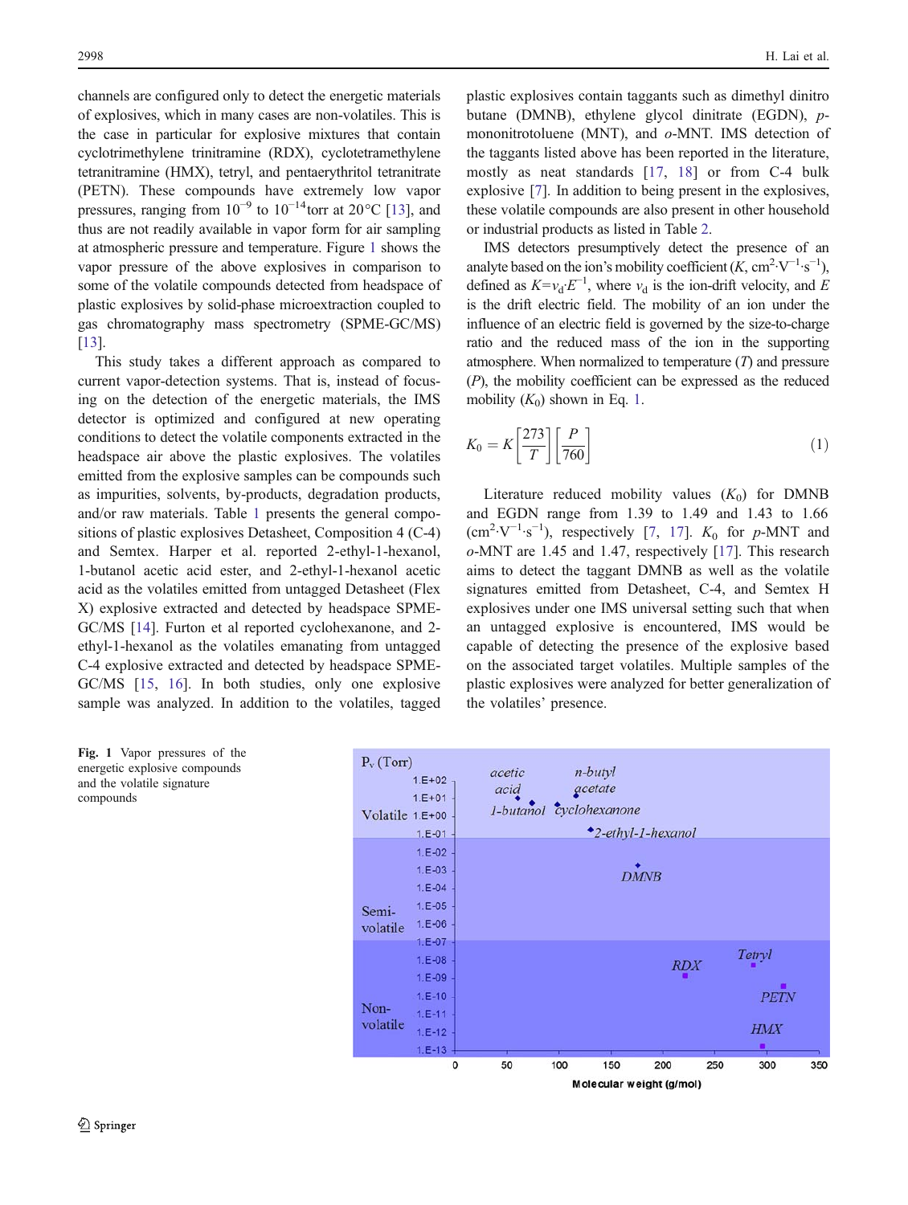channels are configured only to detect the energetic materials of explosives, which in many cases are non-volatiles. This is the case in particular for explosive mixtures that contain cyclotrimethylene trinitramine (RDX), cyclotetramethylene tetranitramine (HMX), tetryl, and pentaerythritol tetranitrate (PETN). These compounds have extremely low vapor pressures, ranging from $10^{-9}$ to $10^{-14}$torr at 20°C [13], and thus are not readily available in vapor form for air sampling at atmospheric pressure and temperature. Figure 1 shows the vapor pressure of the above explosives in comparison to some of the volatile compounds detected from headspace of plastic explosives by solid-phase microextraction coupled to gas chromatography mass spectrometry (SPME-GC/MS) [13].

This study takes a different approach as compared to current vapor-detection systems. That is, instead of focusing on the detection of the energetic materials, the IMS detector is optimized and configured at new operating conditions to detect the volatile components extracted in the headspace air above the plastic explosives. The volatiles emitted from the explosive samples can be compounds such as impurities, solvents, by-products, degradation products, and/or raw materials. Table 1 presents the general compositions of plastic explosives Detasheet, Composition 4 (C-4) and Semtex. Harper et al. reported 2-ethyl-1-hexanol, 1-butanol acetic acid ester, and 2-ethyl-1-hexanol acetic acid as the volatiles emitted from untagged Detasheet (Flex X) explosive extracted and detected by headspace SPME-GC/MS [14]. Furton et al reported cyclohexanone, and 2-ethyl-1-hexanol as the volatiles emanating from untagged C-4 explosive extracted and detected by headspace SPME-GC/MS [15, 16]. In both studies, only one explosive sample was analyzed. In addition to the volatiles, tagged plastic explosives contain taggants such as dimethyl dinitro butane (DMNB), ethylene glycol dinitrate (EGDN), *p*-mononitrotoluene (MNT), and *o*-MNT. IMS detection of the taggants listed above has been reported in the literature, mostly as neat standards [17, 18] or from C-4 bulk explosive [7]. In addition to being present in the explosives, these volatile compounds are also present in other household or industrial products as listed in Table 2.

IMS detectors presumptively detect the presence of an analyte based on the ion's mobility coefficient ($K$, $cm^2 \cdot V^{-1} \cdot s^{-1}$), defined as $K = v_d \cdot E^{-1}$, where $v_d$ is the ion-drift velocity, and $E$ is the drift electric field. The mobility of an ion under the influence of an electric field is governed by the size-to-charge ratio and the reduced mass of the ion in the supporting atmosphere. When normalized to temperature ($T$) and pressure ($P$), the mobility coefficient can be expressed as the reduced mobility ($K_0$) shown in Eq. 1.

$$K_0 = K\left[\frac{273}{T}\right]\left[\frac{P}{760}\right] \tag{1}$$

Literature reduced mobility values ($K_0$) for DMNB and EGDN range from 1.39 to 1.49 and 1.43 to 1.66 ($cm^2 \cdot V^{-1} \cdot s^{-1}$), respectively [7, 17]. $K_0$ for *p*-MNT and *o*-MNT are 1.45 and 1.47, respectively [17]. This research aims to detect the taggant DMNB as well as the volatile signatures emitted from Detasheet, C-4, and Semtex H explosives under one IMS universal setting such that when an untagged explosive is encountered, IMS would be capable of detecting the presence of the explosive based on the associated target volatiles. Multiple samples of the plastic explosives were analyzed for better generalization of the volatiles' presence.

**Fig. 1** Vapor pressures of the energetic explosive compounds and the volatile signature compounds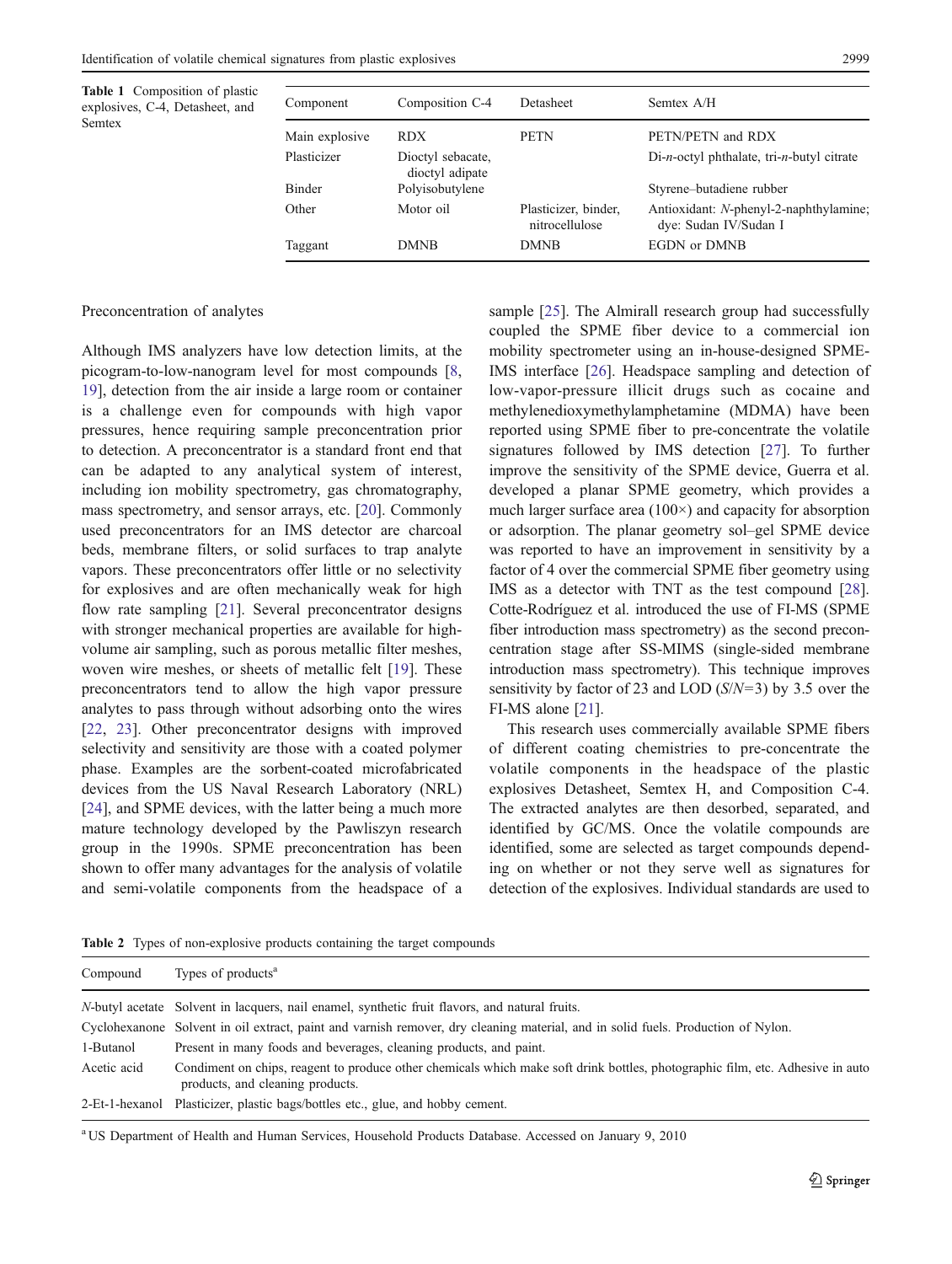Table 1 Composition of plastic explosives, C-4, Detasheet, and Semtex

| Component | Composition C-4 | Detasheet | Semtex A/H |
|---|---|---|---|
| Main explosive | RDX | PETN | PETN/PETN and RDX |
| Plasticizer | Dioctyl sebacate, dioctyl adipate | | Di-*n*-octyl phthalate, tri-*n*-butyl citrate |
| Binder | Polyisobutylene | | Styrene–butadiene rubber |
| Other | Motor oil | Plasticizer, binder, nitrocellulose | Antioxidant: *N*-phenyl-2-naphthylamine; dye: Sudan IV/Sudan I |
| Taggant | DMNB | DMNB | EGDN or DMNB |

Preconcentration of analytes

Although IMS analyzers have low detection limits, at the picogram-to-low-nanogram level for most compounds [8, 19], detection from the air inside a large room or container is a challenge even for compounds with high vapor pressures, hence requiring sample preconcentration prior to detection. A preconcentrator is a standard front end that can be adapted to any analytical system of interest, including ion mobility spectrometry, gas chromatography, mass spectrometry, and sensor arrays, etc. [20]. Commonly used preconcentrators for an IMS detector are charcoal beds, membrane filters, or solid surfaces to trap analyte vapors. These preconcentrators offer little or no selectivity for explosives and are often mechanically weak for high flow rate sampling [21]. Several preconcentrator designs with stronger mechanical properties are available for high-volume air sampling, such as porous metallic filter meshes, woven wire meshes, or sheets of metallic felt [19]. These preconcentrators tend to allow the high vapor pressure analytes to pass through without adsorbing onto the wires [22, 23]. Other preconcentrator designs with improved selectivity and sensitivity are those with a coated polymer phase. Examples are the sorbent-coated microfabricated devices from the US Naval Research Laboratory (NRL) [24], and SPME devices, with the latter being a much more mature technology developed by the Pawliszyn research group in the 1990s. SPME preconcentration has been shown to offer many advantages for the analysis of volatile and semi-volatile components from the headspace of a sample [25]. The Almirall research group had successfully coupled the SPME fiber device to a commercial ion mobility spectrometer using an in-house-designed SPME-IMS interface [26]. Headspace sampling and detection of low-vapor-pressure illicit drugs such as cocaine and methylenedioxymethylamphetamine (MDMA) have been reported using SPME fiber to pre-concentrate the volatile signatures followed by IMS detection [27]. To further improve the sensitivity of the SPME device, Guerra et al. developed a planar SPME geometry, which provides a much larger surface area (100×) and capacity for absorption or adsorption. The planar geometry sol–gel SPME device was reported to have an improvement in sensitivity by a factor of 4 over the commercial SPME fiber geometry using IMS as a detector with TNT as the test compound [28]. Cotte-Rodríguez et al. introduced the use of FI-MS (SPME fiber introduction mass spectrometry) as the second preconcentration stage after SS-MIMS (single-sided membrane introduction mass spectrometry). This technique improves sensitivity by factor of 23 and LOD ($S/N=3$) by 3.5 over the FI-MS alone [21].

This research uses commercially available SPME fibers of different coating chemistries to pre-concentrate the volatile components in the headspace of the plastic explosives Detasheet, Semtex H, and Composition C-4. The extracted analytes are then desorbed, separated, and identified by GC/MS. Once the volatile compounds are identified, some are selected as target compounds depending on whether or not they serve well as signatures for detection of the explosives. Individual standards are used to

Table 2 Types of non-explosive products containing the target compounds

| Compound | Types of products[a] |
|---|---|
| *N*-butyl acetate | Solvent in lacquers, nail enamel, synthetic fruit flavors, and natural fruits. |
| Cyclohexanone | Solvent in oil extract, paint and varnish remover, dry cleaning material, and in solid fuels. Production of Nylon. |
| 1-Butanol | Present in many foods and beverages, cleaning products, and paint. |
| Acetic acid | Condiment on chips, reagent to produce other chemicals which make soft drink bottles, photographic film, etc. Adhesive in auto products, and cleaning products. |
| 2-Et-1-hexanol | Plasticizer, plastic bags/bottles etc., glue, and hobby cement. |

[a] US Department of Health and Human Services, Household Products Database. Accessed on January 9, 2010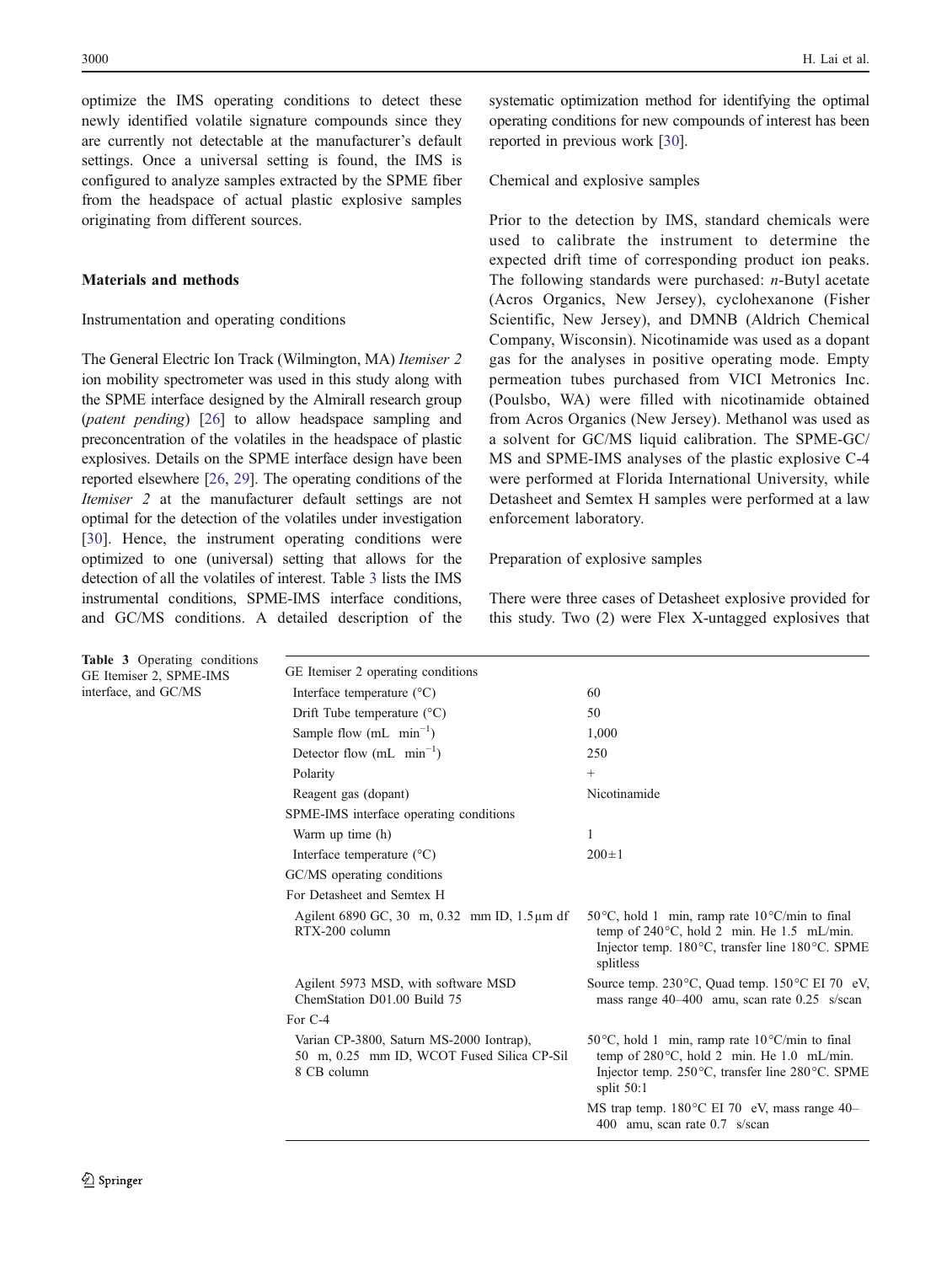optimize the IMS operating conditions to detect these newly identified volatile signature compounds since they are currently not detectable at the manufacturer's default settings. Once a universal setting is found, the IMS is configured to analyze samples extracted by the SPME fiber from the headspace of actual plastic explosive samples originating from different sources.

## Materials and methods

### Instrumentation and operating conditions

The General Electric Ion Track (Wilmington, MA) *Itemiser 2* ion mobility spectrometer was used in this study along with the SPME interface designed by the Almirall research group (*patent pending*) [26] to allow headspace sampling and preconcentration of the volatiles in the headspace of plastic explosives. Details on the SPME interface design have been reported elsewhere [26, 29]. The operating conditions of the *Itemiser 2* at the manufacturer default settings are not optimal for the detection of the volatiles under investigation [30]. Hence, the instrument operating conditions were optimized to one (universal) setting that allows for the detection of all the volatiles of interest. Table 3 lists the IMS instrumental conditions, SPME-IMS interface conditions, and GC/MS conditions. A detailed description of the systematic optimization method for identifying the optimal operating conditions for new compounds of interest has been reported in previous work [30].

### Chemical and explosive samples

Prior to the detection by IMS, standard chemicals were used to calibrate the instrument to determine the expected drift time of corresponding product ion peaks. The following standards were purchased: *n*-Butyl acetate (Acros Organics, New Jersey), cyclohexanone (Fisher Scientific, New Jersey), and DMNB (Aldrich Chemical Company, Wisconsin). Nicotinamide was used as a dopant gas for the analyses in positive operating mode. Empty permeation tubes purchased from VICI Metronics Inc. (Poulsbo, WA) were filled with nicotinamide obtained from Acros Organics (New Jersey). Methanol was used as a solvent for GC/MS liquid calibration. The SPME-GC/MS and SPME-IMS analyses of the plastic explosive C-4 were performed at Florida International University, while Detasheet and Semtex H samples were performed at a law enforcement laboratory.

### Preparation of explosive samples

There were three cases of Detasheet explosive provided for this study. Two (2) were Flex X-untagged explosives that

**Table 3** Operating conditions GE Itemiser 2, SPME-IMS interface, and GC/MS

| | |
|---|---|
| GE Itemiser 2 operating conditions | |
| Interface temperature (°C) | 60 |
| Drift Tube temperature (°C) | 50 |
| Sample flow (mL min$^{-1}$) | 1,000 |
| Detector flow (mL min$^{-1}$) | 250 |
| Polarity | + |
| Reagent gas (dopant) | Nicotinamide |
| SPME-IMS interface operating conditions | |
| Warm up time (h) | 1 |
| Interface temperature (°C) | 200±1 |
| GC/MS operating conditions | |
| For Detasheet and Semtex H | |
| Agilent 6890 GC, 30 m, 0.32 mm ID, 1.5 µm df RTX-200 column | 50°C, hold 1 min, ramp rate 10°C/min to final temp of 240°C, hold 2 min. He 1.5 mL/min. Injector temp. 180°C, transfer line 180°C. SPME splitless |
| Agilent 5973 MSD, with software MSD ChemStation D01.00 Build 75 | Source temp. 230°C, Quad temp. 150°C EI 70 eV, mass range 40–400 amu, scan rate 0.25 s/scan |
| For C-4 | |
| Varian CP-3800, Saturn MS-2000 Iontrap), 50 m, 0.25 mm ID, WCOT Fused Silica CP-Sil 8 CB column | 50°C, hold 1 min, ramp rate 10°C/min to final temp of 280°C, hold 2 min. He 1.0 mL/min. Injector temp. 250°C, transfer line 280°C. SPME split 50:1 |
| | MS trap temp. 180°C EI 70 eV, mass range 40–400 amu, scan rate 0.7 s/scan |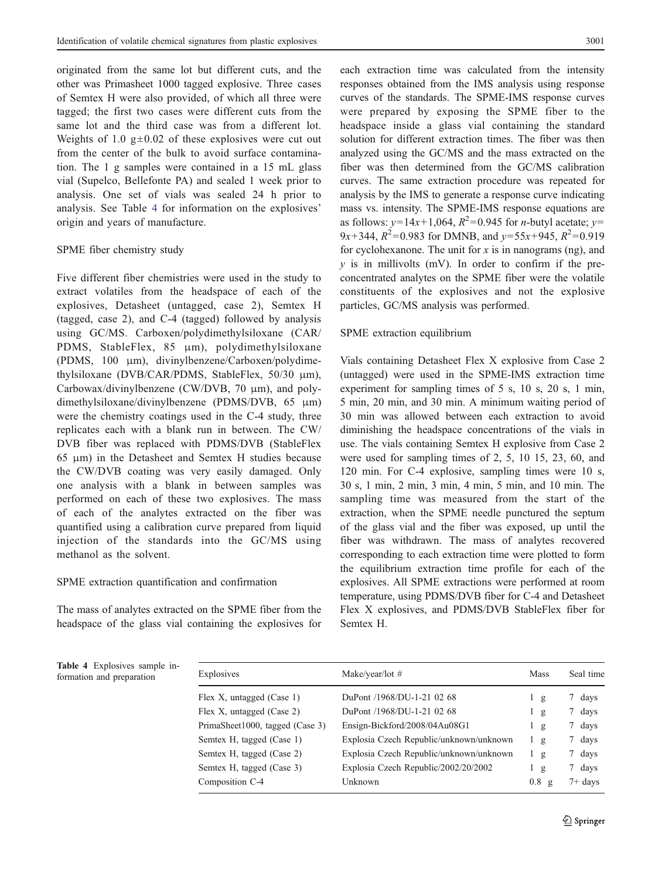originated from the same lot but different cuts, and the other was Primasheet 1000 tagged explosive. Three cases of Semtex H were also provided, of which all three were tagged; the first two cases were different cuts from the same lot and the third case was from a different lot. Weights of 1.0 g±0.02 of these explosives were cut out from the center of the bulk to avoid surface contamination. The 1 g samples were contained in a 15 mL glass vial (Supelco, Bellefonte PA) and sealed 1 week prior to analysis. One set of vials was sealed 24 h prior to analysis. See Table 4 for information on the explosives' origin and years of manufacture.

### SPME fiber chemistry study

Five different fiber chemistries were used in the study to extract volatiles from the headspace of each of the explosives, Detasheet (untagged, case 2), Semtex H (tagged, case 2), and C-4 (tagged) followed by analysis using GC/MS. Carboxen/polydimethylsiloxane (CAR/PDMS, StableFlex, 85 μm), polydimethylsiloxane (PDMS, 100 μm), divinylbenzene/Carboxen/polydimethylsiloxane (DVB/CAR/PDMS, StableFlex, 50/30 μm), Carbowax/divinylbenzene (CW/DVB, 70 μm), and polydimethylsiloxane/divinylbenzene (PDMS/DVB, 65 μm) were the chemistry coatings used in the C-4 study, three replicates each with a blank run in between. The CW/DVB fiber was replaced with PDMS/DVB (StableFlex 65 μm) in the Detasheet and Semtex H studies because the CW/DVB coating was very easily damaged. Only one analysis with a blank in between samples was performed on each of these two explosives. The mass of each of the analytes extracted on the fiber was quantified using a calibration curve prepared from liquid injection of the standards into the GC/MS using methanol as the solvent.

### SPME extraction quantification and confirmation

The mass of analytes extracted on the SPME fiber from the headspace of the glass vial containing the explosives for each extraction time was calculated from the intensity responses obtained from the IMS analysis using response curves of the standards. The SPME-IMS response curves were prepared by exposing the SPME fiber to the headspace inside a glass vial containing the standard solution for different extraction times. The fiber was then analyzed using the GC/MS and the mass extracted on the fiber was then determined from the GC/MS calibration curves. The same extraction procedure was repeated for analysis by the IMS to generate a response curve indicating mass vs. intensity. The SPME-IMS response equations are as follows: $y=14x+1,064$, $R^2=0.945$ for *n*-butyl acetate; $y=9x+344$, $R^2=0.983$ for DMNB, and $y=55x+945$, $R^2=0.919$ for cyclohexanone. The unit for $x$ is in nanograms (ng), and $y$ is in millivolts (mV). In order to confirm if the preconcentrated analytes on the SPME fiber were the volatile constituents of the explosives and not the explosive particles, GC/MS analysis was performed.

### SPME extraction equilibrium

Vials containing Detasheet Flex X explosive from Case 2 (untagged) were used in the SPME-IMS extraction time experiment for sampling times of 5 s, 10 s, 20 s, 1 min, 5 min, 20 min, and 30 min. A minimum waiting period of 30 min was allowed between each extraction to avoid diminishing the headspace concentrations of the vials in use. The vials containing Semtex H explosive from Case 2 were used for sampling times of 2, 5, 10 15, 23, 60, and 120 min. For C-4 explosive, sampling times were 10 s, 30 s, 1 min, 2 min, 3 min, 4 min, 5 min, and 10 min. The sampling time was measured from the start of the extraction, when the SPME needle punctured the septum of the glass vial and the fiber was exposed, up until the fiber was withdrawn. The mass of analytes recovered corresponding to each extraction time were plotted to form the equilibrium extraction time profile for each of the explosives. All SPME extractions were performed at room temperature, using PDMS/DVB fiber for C-4 and Detasheet Flex X explosives, and PDMS/DVB StableFlex fiber for Semtex H.

**Table 4** Explosives sample information and preparation

| Explosives | Make/year/lot # | Mass | Seal time |
|---|---|---|---|
| Flex X, untagged (Case 1) | DuPont /1968/DU-1-21 02 68 | 1 g | 7 days |
| Flex X, untagged (Case 2) | DuPont /1968/DU-1-21 02 68 | 1 g | 7 days |
| PrimaSheet1000, tagged (Case 3) | Ensign-Bickford/2008/04Au08G1 | 1 g | 7 days |
| Semtex H, tagged (Case 1) | Explosia Czech Republic/unknown/unknown | 1 g | 7 days |
| Semtex H, tagged (Case 2) | Explosia Czech Republic/unknown/unknown | 1 g | 7 days |
| Semtex H, tagged (Case 3) | Explosia Czech Republic/2002/20/2002 | 1 g | 7 days |
| Composition C-4 | Unknown | 0.8 g | 7+ days |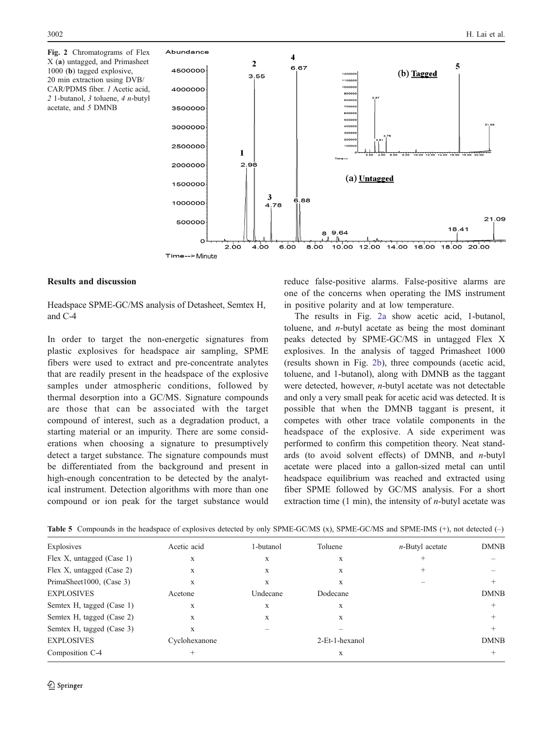**Fig. 2** Chromatograms of Flex X (**a**) untagged, and Primasheet 1000 (**b**) tagged explosive, 20 min extraction using DVB/CAR/PDMS fiber. *1* Acetic acid, *2* 1-butanol, *3* toluene, *4* *n*-butyl acetate, and *5* DMNB

## Results and discussion

### Headspace SPME-GC/MS analysis of Detasheet, Semtex H, and C-4

In order to target the non-energetic signatures from plastic explosives for headspace air sampling, SPME fibers were used to extract and pre-concentrate analytes that are readily present in the headspace of the explosive samples under atmospheric conditions, followed by thermal desorption into a GC/MS. Signature compounds are those that can be associated with the target compound of interest, such as a degradation product, a starting material or an impurity. There are some considerations when choosing a signature to presumptively detect a target substance. The signature compounds must be differentiated from the background and present in high-enough concentration to be detected by the analytical instrument. Detection algorithms with more than one compound or ion peak for the target substance would reduce false-positive alarms. False-positive alarms are one of the concerns when operating the IMS instrument in positive polarity and at low temperature.

The results in Fig. 2a show acetic acid, 1-butanol, toluene, and *n*-butyl acetate as being the most dominant peaks detected by SPME-GC/MS in untagged Flex X explosives. In the analysis of tagged Primasheet 1000 (results shown in Fig. 2b), three compounds (acetic acid, toluene, and 1-butanol), along with DMNB as the taggant were detected, however, *n*-butyl acetate was not detectable and only a very small peak for acetic acid was detected. It is possible that when the DMNB taggant is present, it competes with other trace volatile components in the headspace of the explosive. A side experiment was performed to confirm this competition theory. Neat standards (to avoid solvent effects) of DMNB, and *n*-butyl acetate were placed into a gallon-sized metal can until headspace equilibrium was reached and extracted using fiber SPME followed by GC/MS analysis. For a short extraction time (1 min), the intensity of *n*-butyl acetate was

**Table 5** Compounds in the headspace of explosives detected by only SPME-GC/MS (x), SPME-GC/MS and SPME-IMS (+), not detected (–)

| Explosives | Acetic acid | 1-butanol | Toluene | *n*-Butyl acetate | DMNB |
|---|---|---|---|---|---|
| Flex X, untagged (Case 1) | x | x | x | + | – |
| Flex X, untagged (Case 2) | x | x | x | + | – |
| PrimaSheet1000, (Case 3) | x | x | x | – | + |
| EXPLOSIVES | Acetone | Undecane | Dodecane | | DMNB |
| Semtex H, tagged (Case 1) | x | x | x | | + |
| Semtex H, tagged (Case 2) | x | x | x | | + |
| Semtex H, tagged (Case 3) | x | – | – | | + |
| EXPLOSIVES | Cyclohexanone | | 2-Et-1-hexanol | | DMNB |
| Composition C-4 | + | | x | | + |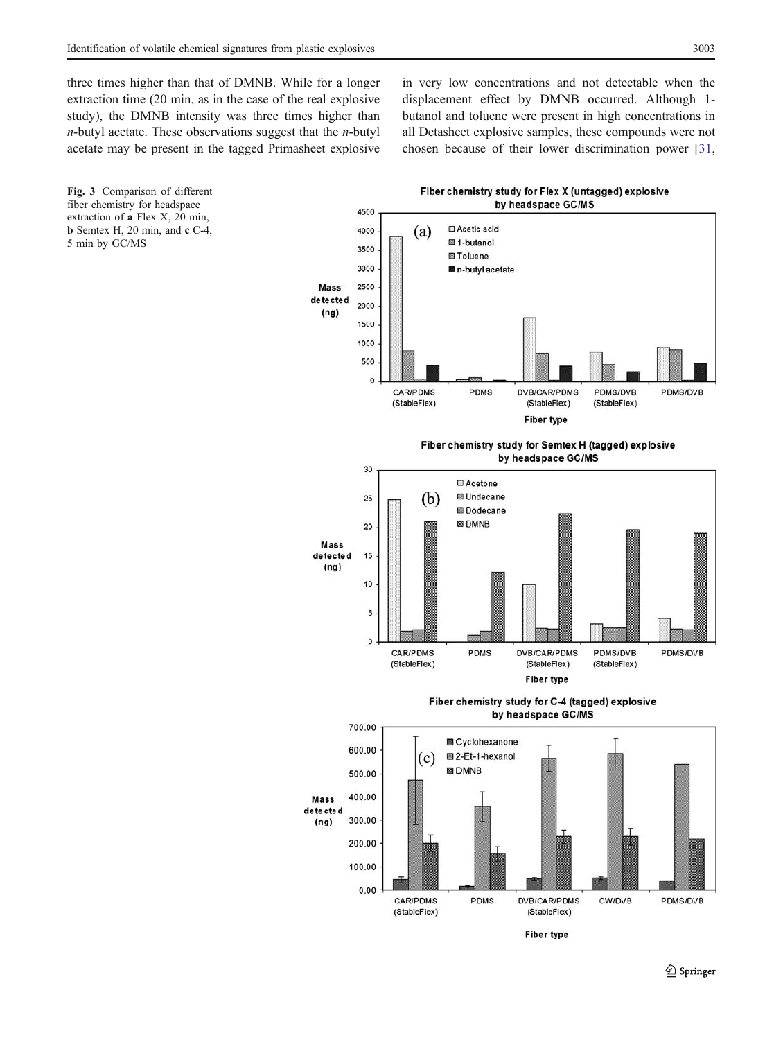three times higher than that of DMNB. While for a longer extraction time (20 min, as in the case of the real explosive study), the DMNB intensity was three times higher than *n*-butyl acetate. These observations suggest that the *n*-butyl acetate may be present in the tagged Primasheet explosive in very low concentrations and not detectable when the displacement effect by DMNB occurred. Although 1-butanol and toluene were present in high concentrations in all Detasheet explosive samples, these compounds were not chosen because of their lower discrimination power [31,

**Fig. 3** Comparison of different fiber chemistry for headspace extraction of **a** Flex X, 20 min, **b** Semtex H, 20 min, and **c** C-4, 5 min by GC/MS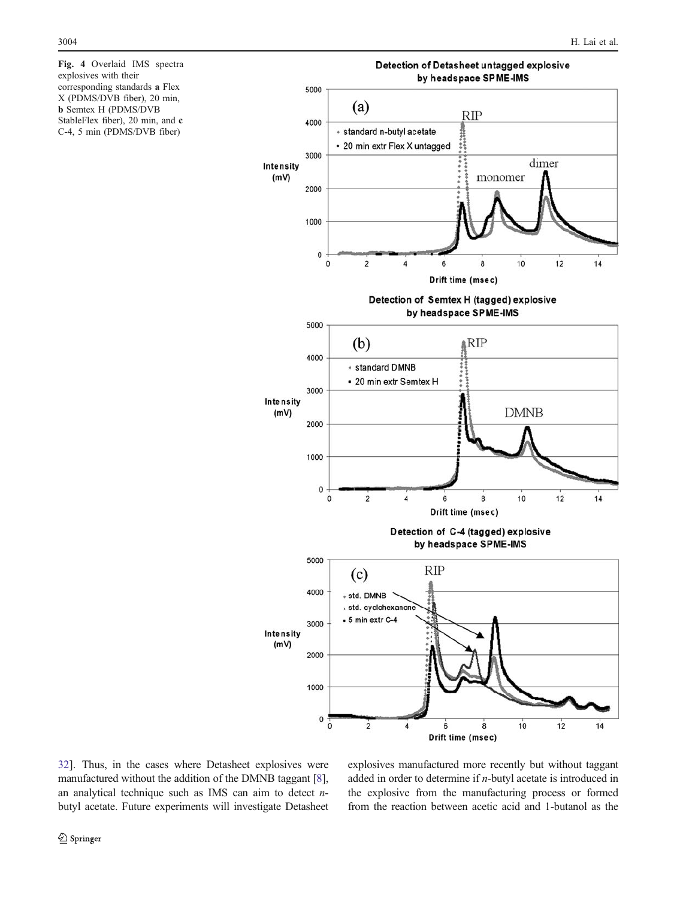**Fig. 4** Overlaid IMS spectra explosives with their corresponding standards **a** Flex X (PDMS/DVB fiber), 20 min, **b** Semtex H (PDMS/DVB StableFlex fiber), 20 min, and **c** C-4, 5 min (PDMS/DVB fiber)

32]. Thus, in the cases where Detasheet explosives were manufactured without the addition of the DMNB taggant [8], an analytical technique such as IMS can aim to detect *n*-butyl acetate. Future experiments will investigate Detasheet explosives manufactured more recently but without taggant added in order to determine if *n*-butyl acetate is introduced in the explosive from the manufacturing process or formed from the reaction between acetic acid and 1-butanol as the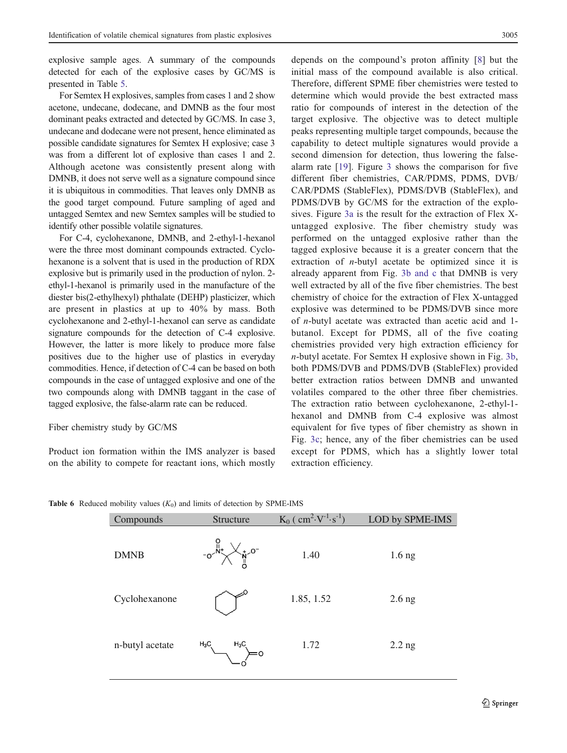explosive sample ages. A summary of the compounds detected for each of the explosive cases by GC/MS is presented in Table 5.

For Semtex H explosives, samples from cases 1 and 2 show acetone, undecane, dodecane, and DMNB as the four most dominant peaks extracted and detected by GC/MS. In case 3, undecane and dodecane were not present, hence eliminated as possible candidate signatures for Semtex H explosive; case 3 was from a different lot of explosive than cases 1 and 2. Although acetone was consistently present along with DMNB, it does not serve well as a signature compound since it is ubiquitous in commodities. That leaves only DMNB as the good target compound. Future sampling of aged and untagged Semtex and new Semtex samples will be studied to identify other possible volatile signatures.

For C-4, cyclohexanone, DMNB, and 2-ethyl-1-hexanol were the three most dominant compounds extracted. Cyclohexanone is a solvent that is used in the production of RDX explosive but is primarily used in the production of nylon. 2-ethyl-1-hexanol is primarily used in the manufacture of the diester bis(2-ethylhexyl) phthalate (DEHP) plasticizer, which are present in plastics at up to 40% by mass. Both cyclohexanone and 2-ethyl-1-hexanol can serve as candidate signature compounds for the detection of C-4 explosive. However, the latter is more likely to produce more false positives due to the higher use of plastics in everyday commodities. Hence, if detection of C-4 can be based on both compounds in the case of untagged explosive and one of the two compounds along with DMNB taggant in the case of tagged explosive, the false-alarm rate can be reduced.

### Fiber chemistry study by GC/MS

Product ion formation within the IMS analyzer is based on the ability to compete for reactant ions, which mostly depends on the compound's proton affinity [8] but the initial mass of the compound available is also critical. Therefore, different SPME fiber chemistries were tested to determine which would provide the best extracted mass ratio for compounds of interest in the detection of the target explosive. The objective was to detect multiple peaks representing multiple target compounds, because the capability to detect multiple signatures would provide a second dimension for detection, thus lowering the false-alarm rate [19]. Figure 3 shows the comparison for five different fiber chemistries, CAR/PDMS, PDMS, DVB/CAR/PDMS (StableFlex), PDMS/DVB (StableFlex), and PDMS/DVB by GC/MS for the extraction of the explosives. Figure 3a is the result for the extraction of Flex X-untagged explosive. The fiber chemistry study was performed on the untagged explosive rather than the tagged explosive because it is a greater concern that the extraction of *n*-butyl acetate be optimized since it is already apparent from Fig. 3b and c that DMNB is very well extracted by all of the five fiber chemistries. The best chemistry of choice for the extraction of Flex X-untagged explosive was determined to be PDMS/DVB since more of *n*-butyl acetate was extracted than acetic acid and 1-butanol. Except for PDMS, all of the five coating chemistries provided very high extraction efficiency for *n*-butyl acetate. For Semtex H explosive shown in Fig. 3b, both PDMS/DVB and PDMS/DVB (StableFlex) provided better extraction ratios between DMNB and unwanted volatiles compared to the other three fiber chemistries. The extraction ratio between cyclohexanone, 2-ethyl-1-hexanol and DMNB from C-4 explosive was almost equivalent for five types of fiber chemistry as shown in Fig. 3c; hence, any of the fiber chemistries can be used except for PDMS, which has a slightly lower total extraction efficiency.

**Table 6** Reduced mobility values ($K_0$) and limits of detection by SPME-IMS

| Compounds | Structure | $K_0$ ( $cm^2 \cdot V^{-1} \cdot s^{-1}$) | LOD by SPME-IMS |
|---|---|---|---|
| DMNB | | 1.40 | 1.6 ng |
| Cyclohexanone | | 1.85, 1.52 | 2.6 ng |
| n-butyl acetate | | 1.72 | 2.2 ng |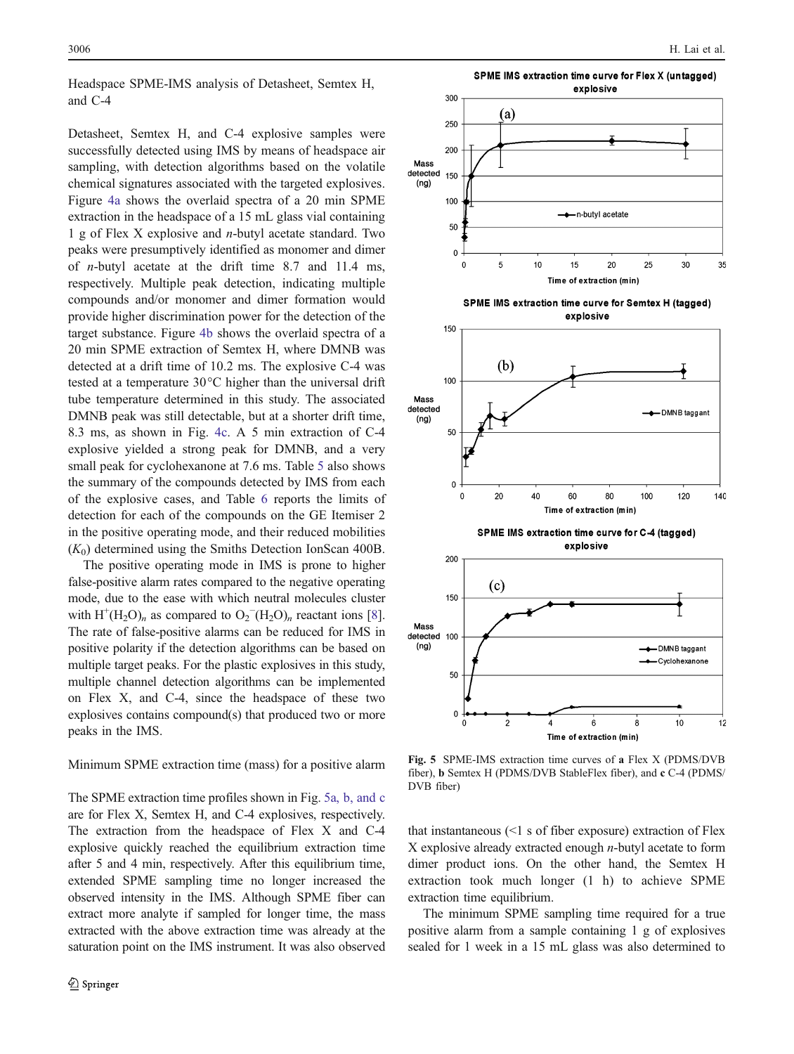### Headspace SPME-IMS analysis of Detasheet, Semtex H, and C-4

Detasheet, Semtex H, and C-4 explosive samples were successfully detected using IMS by means of headspace air sampling, with detection algorithms based on the volatile chemical signatures associated with the targeted explosives. Figure 4a shows the overlaid spectra of a 20 min SPME extraction in the headspace of a 15 mL glass vial containing 1 g of Flex X explosive and *n*-butyl acetate standard. Two peaks were presumptively identified as monomer and dimer of *n*-butyl acetate at the drift time 8.7 and 11.4 ms, respectively. Multiple peak detection, indicating multiple compounds and/or monomer and dimer formation would provide higher discrimination power for the detection of the target substance. Figure 4b shows the overlaid spectra of a 20 min SPME extraction of Semtex H, where DMNB was detected at a drift time of 10.2 ms. The explosive C-4 was tested at a temperature 30°C higher than the universal drift tube temperature determined in this study. The associated DMNB peak was still detectable, but at a shorter drift time, 8.3 ms, as shown in Fig. 4c. A 5 min extraction of C-4 explosive yielded a strong peak for DMNB, and a very small peak for cyclohexanone at 7.6 ms. Table 5 also shows the summary of the compounds detected by IMS from each of the explosive cases, and Table 6 reports the limits of detection for each of the compounds on the GE Itemiser 2 in the positive operating mode, and their reduced mobilities ($K_0$) determined using the Smiths Detection IonScan 400B.

The positive operating mode in IMS is prone to higher false-positive alarm rates compared to the negative operating mode, due to the ease with which neutral molecules cluster with $H^+(H_2O)_n$ as compared to $O_2^-(H_2O)_n$ reactant ions [8]. The rate of false-positive alarms can be reduced for IMS in positive polarity if the detection algorithms can be based on multiple target peaks. For the plastic explosives in this study, multiple channel detection algorithms can be implemented on Flex X, and C-4, since the headspace of these two explosives contains compound(s) that produced two or more peaks in the IMS.

### Minimum SPME extraction time (mass) for a positive alarm

The SPME extraction time profiles shown in Fig. 5a, b, and c are for Flex X, Semtex H, and C-4 explosives, respectively. The extraction from the headspace of Flex X and C-4 explosive quickly reached the equilibrium extraction time after 5 and 4 min, respectively. After this equilibrium time, extended SPME sampling time no longer increased the observed intensity in the IMS. Although SPME fiber can extract more analyte if sampled for longer time, the mass extracted with the above extraction time was already at the saturation point on the IMS instrument. It was also observed that instantaneous (<1 s of fiber exposure) extraction of Flex X explosive already extracted enough *n*-butyl acetate to form dimer product ions. On the other hand, the Semtex H extraction took much longer (1 h) to achieve SPME extraction time equilibrium.

**Fig. 5** SPME-IMS extraction time curves of **a** Flex X (PDMS/DVB fiber), **b** Semtex H (PDMS/DVB StableFlex fiber), and **c** C-4 (PDMS/DVB fiber)

The minimum SPME sampling time required for a true positive alarm from a sample containing 1 g of explosives sealed for 1 week in a 15 mL glass was also determined to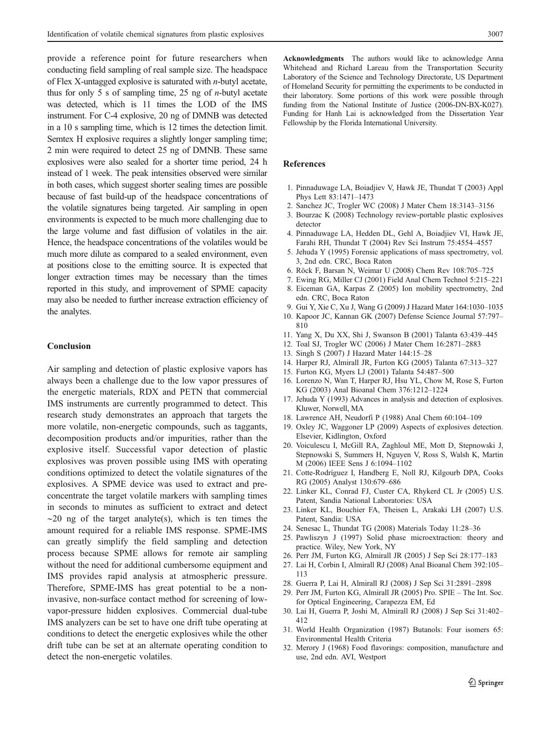provide a reference point for future researchers when conducting field sampling of real sample size. The headspace of Flex X-untagged explosive is saturated with *n*-butyl acetate, thus for only 5 s of sampling time, 25 ng of *n*-butyl acetate was detected, which is 11 times the LOD of the IMS instrument. For C-4 explosive, 20 ng of DMNB was detected in a 10 s sampling time, which is 12 times the detection limit. Semtex H explosive requires a slightly longer sampling time; 2 min were required to detect 25 ng of DMNB. These same explosives were also sealed for a shorter time period, 24 h instead of 1 week. The peak intensities observed were similar in both cases, which suggest shorter sealing times are possible because of fast build-up of the headspace concentrations of the volatile signatures being targeted. Air sampling in open environments is expected to be much more challenging due to the large volume and fast diffusion of volatiles in the air. Hence, the headspace concentrations of the volatiles would be much more dilute as compared to a sealed environment, even at positions close to the emitting source. It is expected that longer extraction times may be necessary than the times reported in this study, and improvement of SPME capacity may also be needed to further increase extraction efficiency of the analytes.

## Conclusion

Air sampling and detection of plastic explosive vapors has always been a challenge due to the low vapor pressures of the energetic materials, RDX and PETN that commercial IMS instruments are currently programmed to detect. This research study demonstrates an approach that targets the more volatile, non-energetic compounds, such as taggants, decomposition products and/or impurities, rather than the explosive itself. Successful vapor detection of plastic explosives was proven possible using IMS with operating conditions optimized to detect the volatile signatures of the explosives. A SPME device was used to extract and pre-concentrate the target volatile markers with sampling times in seconds to minutes as sufficient to extract and detect ~20 ng of the target analyte(s), which is ten times the amount required for a reliable IMS response. SPME-IMS can greatly simplify the field sampling and detection process because SPME allows for remote air sampling without the need for additional cumbersome equipment and IMS provides rapid analysis at atmospheric pressure. Therefore, SPME-IMS has great potential to be a non-invasive, non-surface contact method for screening of low-vapor-pressure hidden explosives. Commercial dual-tube IMS analyzers can be set to have one drift tube operating at conditions to detect the energetic explosives while the other drift tube can be set at an alternate operating condition to detect the non-energetic volatiles.

**Acknowledgments** The authors would like to acknowledge Anna Whitehead and Richard Lareau from the Transportation Security Laboratory of the Science and Technology Directorate, US Department of Homeland Security for permitting the experiments to be conducted in their laboratory. Some portions of this work were possible through funding from the National Institute of Justice (2006-DN-BX-K027). Funding for Hanh Lai is acknowledged from the Dissertation Year Fellowship by the Florida International University.

## References

1. Pinnaduwage LA, Boiadjiev V, Hawk JE, Thundat T (2003) Appl Phys Lett 83:1471–1473
2. Sanchez JC, Trogler WC (2008) J Mater Chem 18:3143–3156
3. Bourzac K (2008) Technology review-portable plastic explosives detector
4. Pinnaduwage LA, Hedden DL, Gehl A, Boiadjiev VI, Hawk JE, Farahi RH, Thundat T (2004) Rev Sci Instrum 75:4554–4557
5. Jehuda Y (1995) Forensic applications of mass spectrometry, vol. 3, 2nd edn. CRC, Boca Raton
6. Röck F, Barsan N, Weimar U (2008) Chem Rev 108:705–725
7. Ewing RG, Miller CJ (2001) Field Anal Chem Technol 5:215–221
8. Eiceman GA, Karpas Z (2005) Ion mobility spectrometry, 2nd edn. CRC, Boca Raton
9. Gui Y, Xie C, Xu J, Wang G (2009) J Hazard Mater 164:1030–1035
10. Kapoor JC, Kannan GK (2007) Defense Science Journal 57:797–810
11. Yang X, Du XX, Shi J, Swanson B (2001) Talanta 63:439–445
12. Toal SJ, Trogler WC (2006) J Mater Chem 16:2871–2883
13. Singh S (2007) J Hazard Mater 144:15–28
14. Harper RJ, Almirall JR, Furton KG (2005) Talanta 67:313–327
15. Furton KG, Myers LJ (2001) Talanta 54:487–500
16. Lorenzo N, Wan T, Harper RJ, Hsu YL, Chow M, Rose S, Furton KG (2003) Anal Bioanal Chem 376:1212–1224
17. Jehuda Y (1993) Advances in analysis and detection of explosives. Kluwer, Norwell, MA
18. Lawrence AH, Neudorfi P (1988) Anal Chem 60:104–109
19. Oxley JC, Waggoner LP (2009) Aspects of explosives detection. Elsevier, Kidlington, Oxford
20. Voiculescu I, McGill RA, Zaghloul ME, Mott D, Stepnowski J, Stepnowski S, Summers H, Nguyen V, Ross S, Walsh K, Martin M (2006) IEEE Sens J 6:1094–1102
21. Cotte-Rodríguez I, Handberg E, Noll RJ, Kilgourb DPA, Cooks RG (2005) Analyst 130:679–686
22. Linker KL, Conrad FJ, Custer CA, Rhykerd CL Jr (2005) U.S. Patent, Sandia National Laboratories: USA
23. Linker KL, Bouchier FA, Theisen L, Arakaki LH (2007) U.S. Patent, Sandia: USA
24. Senesac L, Thundat TG (2008) Materials Today 11:28–36
25. Pawliszyn J (1997) Solid phase microextraction: theory and practice. Wiley, New York, NY
26. Perr JM, Furton KG, Almirall JR (2005) J Sep Sci 28:177–183
27. Lai H, Corbin I, Almirall RJ (2008) Anal Bioanal Chem 392:105–113
28. Guerra P, Lai H, Almirall RJ (2008) J Sep Sci 31:2891–2898
29. Perr JM, Furton KG, Almirall JR (2005) Pro. SPIE – The Int. Soc. for Optical Engineering, Carapezza EM, Ed
30. Lai H, Guerra P, Joshi M, Almirall RJ (2008) J Sep Sci 31:402–412
31. World Health Organization (1987) Butanols: Four isomers 65: Environmental Health Criteria
32. Merory J (1968) Food flavorings: composition, manufacture and use, 2nd edn. AVI, Westport